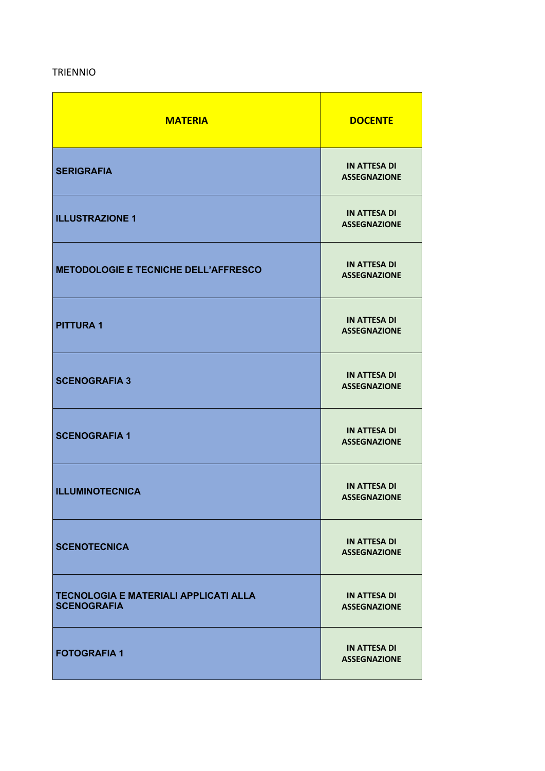TRIENNIO

| MATERIA | DOCENTE |
|---|---|
| SERIGRAFIA | IN ATTESA DI ASSEGNAZIONE |
| ILLUSTRAZIONE 1 | IN ATTESA DI ASSEGNAZIONE |
| METODOLOGIE E TECNICHE DELL'AFFRESCO | IN ATTESA DI ASSEGNAZIONE |
| PITTURA 1 | IN ATTESA DI ASSEGNAZIONE |
| SCENOGRAFIA 3 | IN ATTESA DI ASSEGNAZIONE |
| SCENOGRAFIA 1 | IN ATTESA DI ASSEGNAZIONE |
| ILLUMINOTECNICA | IN ATTESA DI ASSEGNAZIONE |
| SCENOTECNICA | IN ATTESA DI ASSEGNAZIONE |
| TECNOLOGIA E MATERIALI APPLICATI ALLA SCENOGRAFIA | IN ATTESA DI ASSEGNAZIONE |
| FOTOGRAFIA 1 | IN ATTESA DI ASSEGNAZIONE |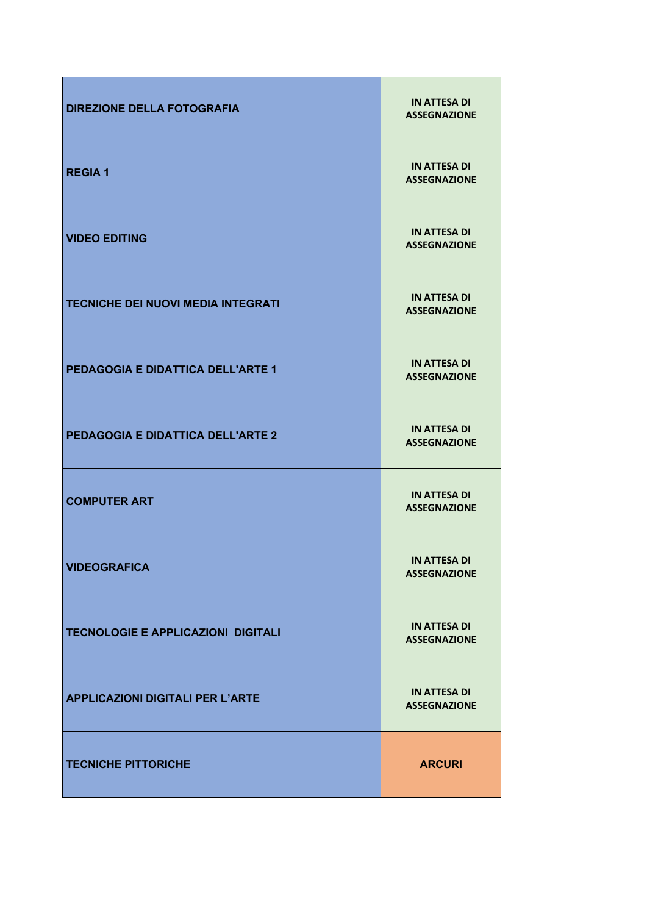| | |
|---|---|
| DIREZIONE DELLA FOTOGRAFIA | IN ATTESA DI ASSEGNAZIONE |
| REGIA 1 | IN ATTESA DI ASSEGNAZIONE |
| VIDEO EDITING | IN ATTESA DI ASSEGNAZIONE |
| TECNICHE DEI NUOVI MEDIA INTEGRATI | IN ATTESA DI ASSEGNAZIONE |
| PEDAGOGIA E DIDATTICA DELL'ARTE 1 | IN ATTESA DI ASSEGNAZIONE |
| PEDAGOGIA E DIDATTICA DELL'ARTE 2 | IN ATTESA DI ASSEGNAZIONE |
| COMPUTER ART | IN ATTESA DI ASSEGNAZIONE |
| VIDEOGRAFICA | IN ATTESA DI ASSEGNAZIONE |
| TECNOLOGIE E APPLICAZIONI DIGITALI | IN ATTESA DI ASSEGNAZIONE |
| APPLICAZIONI DIGITALI PER L'ARTE | IN ATTESA DI ASSEGNAZIONE |
| TECNICHE PITTORICHE | ARCURI |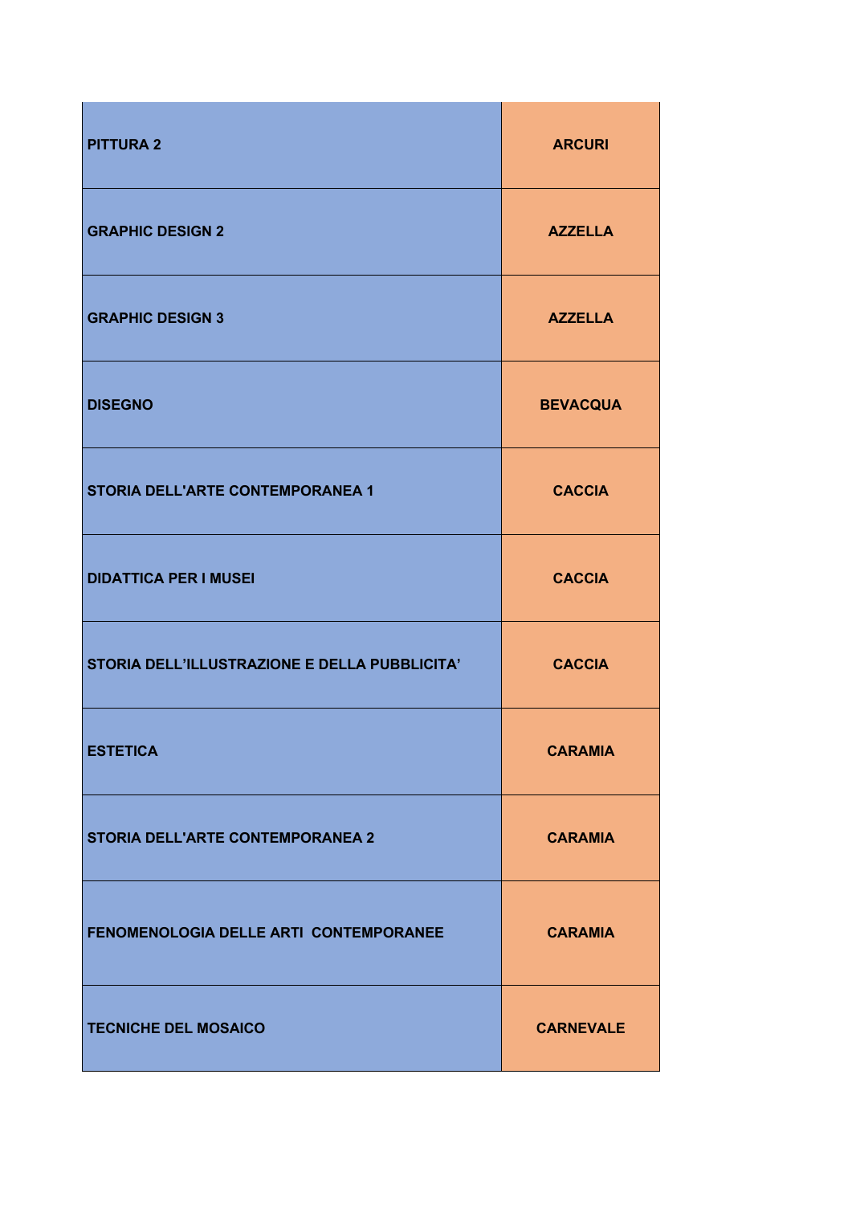| | |
|---|---|
| PITTURA 2 | ARCURI |
| GRAPHIC DESIGN 2 | AZZELLA |
| GRAPHIC DESIGN 3 | AZZELLA |
| DISEGNO | BEVACQUA |
| STORIA DELL'ARTE CONTEMPORANEA 1 | CACCIA |
| DIDATTICA PER I MUSEI | CACCIA |
| STORIA DELL’ILLUSTRAZIONE E DELLA PUBBLICITA’ | CACCIA |
| ESTETICA | CARAMIA |
| STORIA DELL'ARTE CONTEMPORANEA 2 | CARAMIA |
| FENOMENOLOGIA DELLE ARTI CONTEMPORANEE | CARAMIA |
| TECNICHE DEL MOSAICO | CARNEVALE |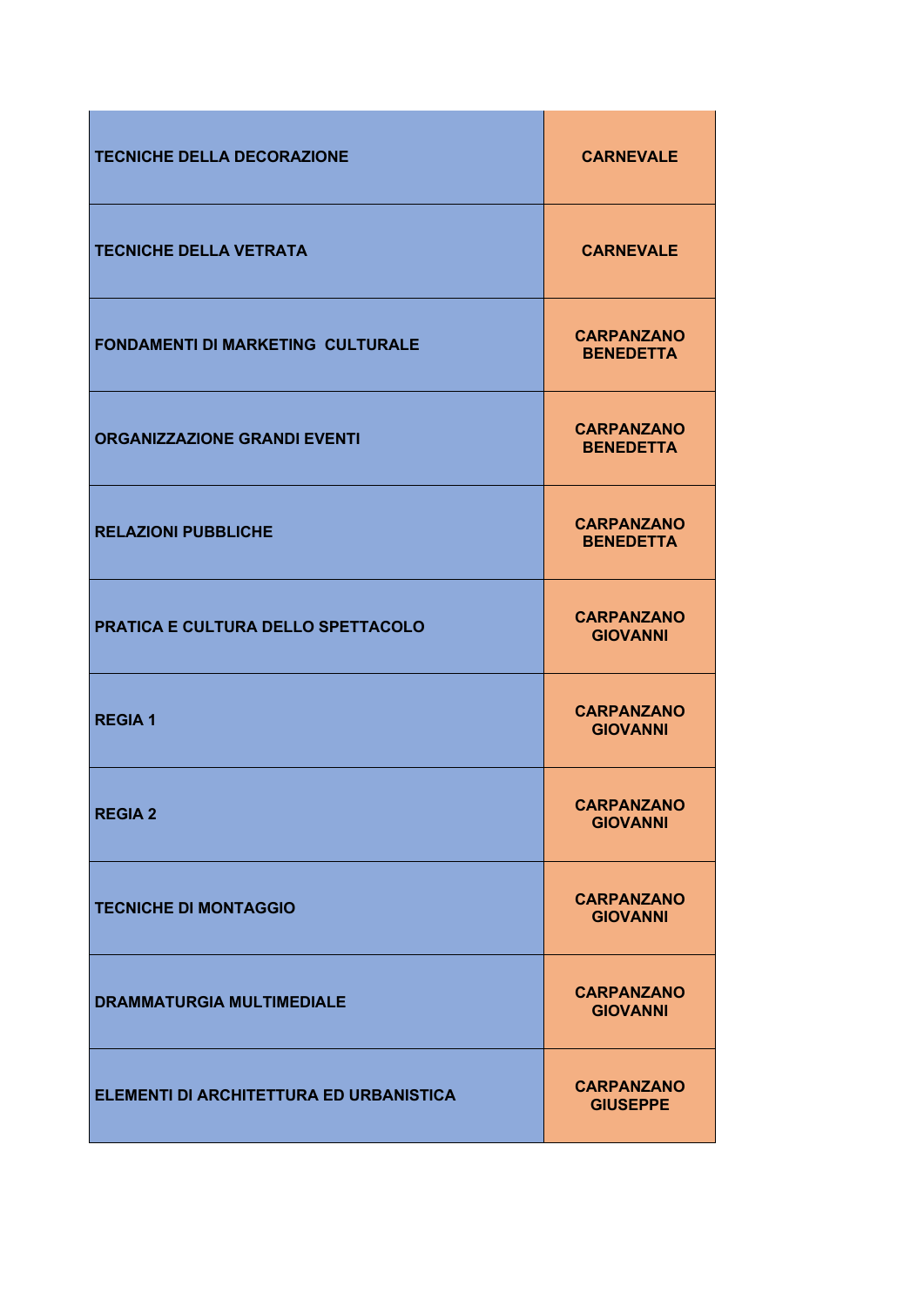| | |
|---|---|
| TECNICHE DELLA DECORAZIONE | CARNEVALE |
| TECNICHE DELLA VETRATA | CARNEVALE |
| FONDAMENTI DI MARKETING  CULTURALE | CARPANZANO BENEDETTA |
| ORGANIZZAZIONE GRANDI EVENTI | CARPANZANO BENEDETTA |
| RELAZIONI PUBBLICHE | CARPANZANO BENEDETTA |
| PRATICA E CULTURA DELLO SPETTACOLO | CARPANZANO GIOVANNI |
| REGIA 1 | CARPANZANO GIOVANNI |
| REGIA 2 | CARPANZANO GIOVANNI |
| TECNICHE DI MONTAGGIO | CARPANZANO GIOVANNI |
| DRAMMATURGIA MULTIMEDIALE | CARPANZANO GIOVANNI |
| ELEMENTI DI ARCHITETTURA ED URBANISTICA | CARPANZANO GIUSEPPE |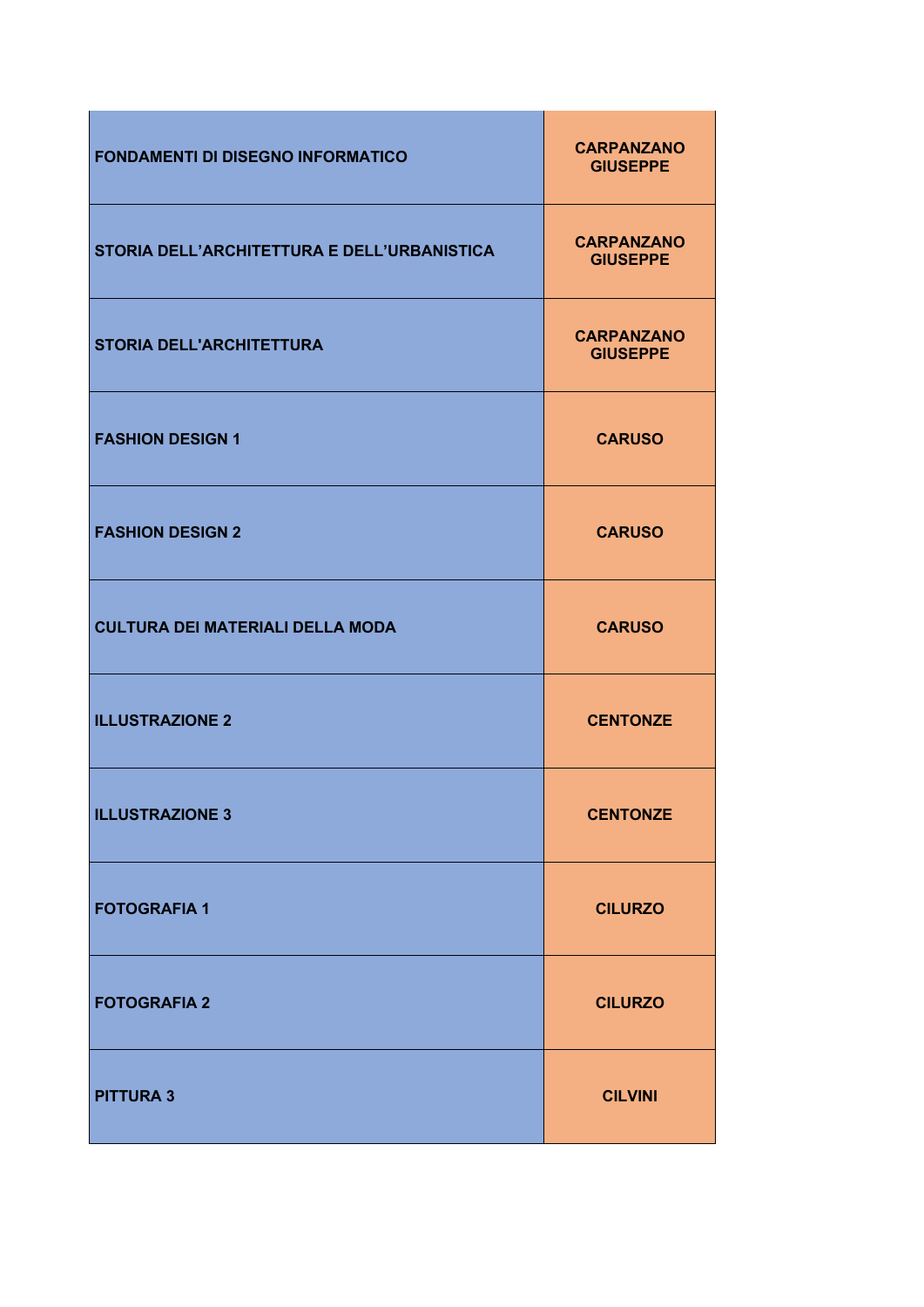| | |
|---|---|
| FONDAMENTI DI DISEGNO INFORMATICO | CARPANZANO GIUSEPPE |
| STORIA DELL’ARCHITETTURA E DELL’URBANISTICA | CARPANZANO GIUSEPPE |
| STORIA DELL'ARCHITETTURA | CARPANZANO GIUSEPPE |
| FASHION DESIGN 1 | CARUSO |
| FASHION DESIGN 2 | CARUSO |
| CULTURA DEI MATERIALI DELLA MODA | CARUSO |
| ILLUSTRAZIONE 2 | CENTONZE |
| ILLUSTRAZIONE 3 | CENTONZE |
| FOTOGRAFIA 1 | CILURZO |
| FOTOGRAFIA 2 | CILURZO |
| PITTURA 3 | CILVINI |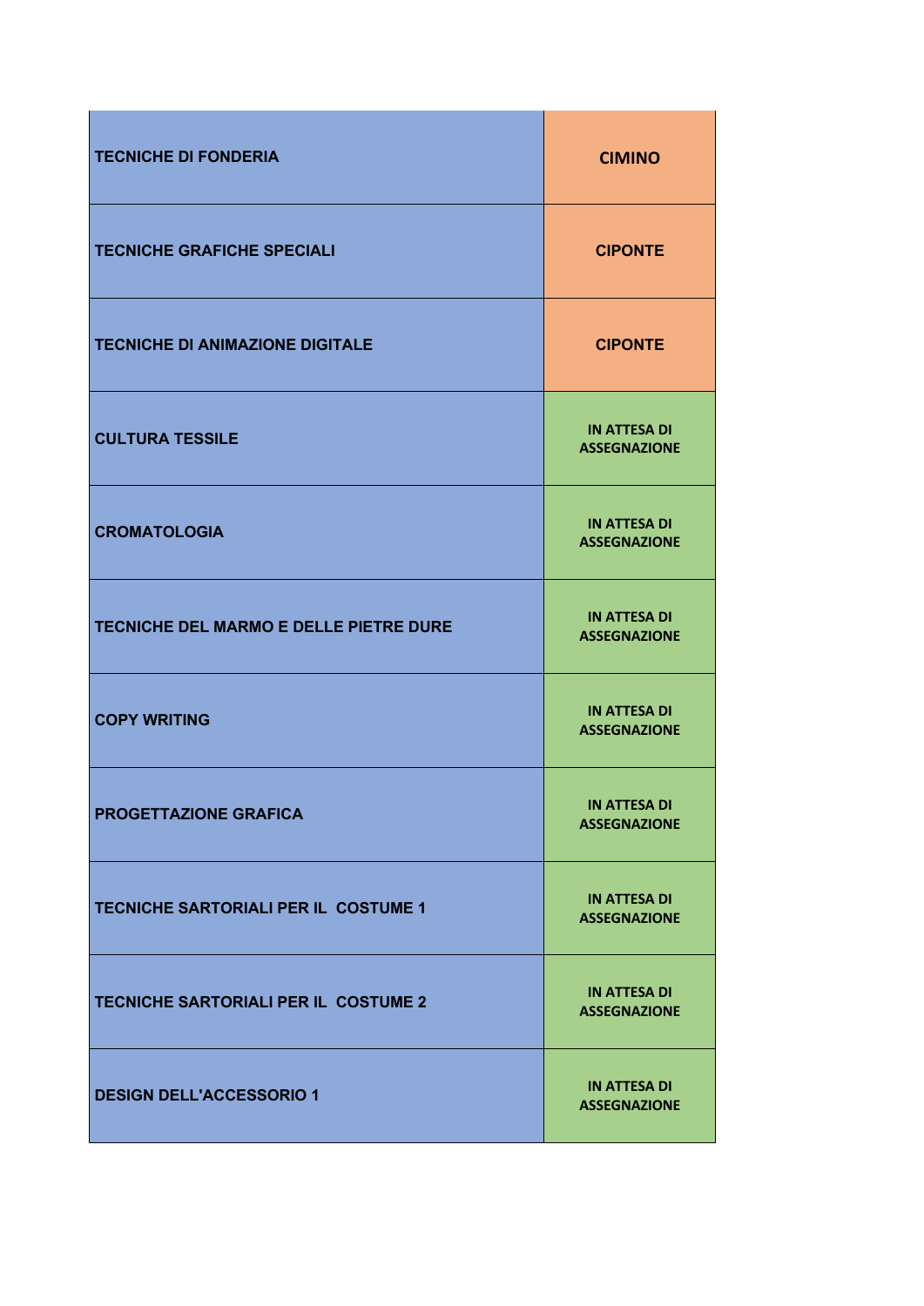| | |
|---|---|
| TECNICHE DI FONDERIA | CIMINO |
| TECNICHE GRAFICHE SPECIALI | CIPONTE |
| TECNICHE DI ANIMAZIONE DIGITALE | CIPONTE |
| CULTURA TESSILE | IN ATTESA DI ASSEGNAZIONE |
| CROMATOLOGIA | IN ATTESA DI ASSEGNAZIONE |
| TECNICHE DEL MARMO E DELLE PIETRE DURE | IN ATTESA DI ASSEGNAZIONE |
| COPY WRITING | IN ATTESA DI ASSEGNAZIONE |
| PROGETTAZIONE GRAFICA | IN ATTESA DI ASSEGNAZIONE |
| TECNICHE SARTORIALI PER IL COSTUME 1 | IN ATTESA DI ASSEGNAZIONE |
| TECNICHE SARTORIALI PER IL COSTUME 2 | IN ATTESA DI ASSEGNAZIONE |
| DESIGN DELL'ACCESSORIO 1 | IN ATTESA DI ASSEGNAZIONE |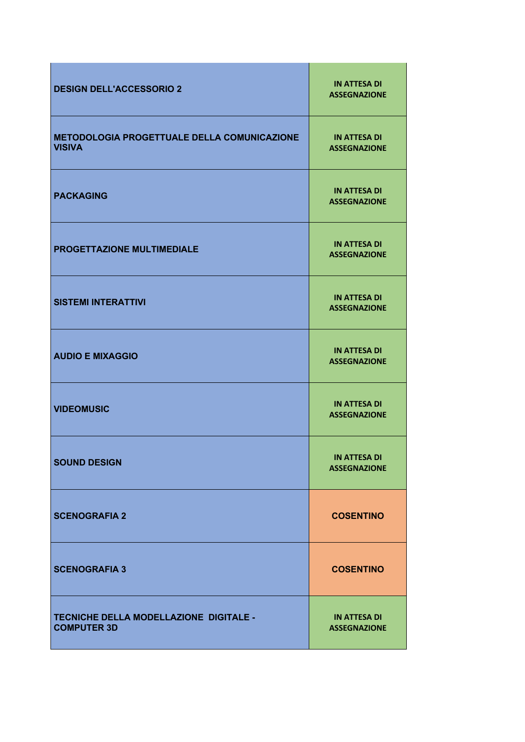| | |
|---|---|
| DESIGN DELL'ACCESSORIO 2 | IN ATTESA DI ASSEGNAZIONE |
| METODOLOGIA PROGETTUALE DELLA COMUNICAZIONE VISIVA | IN ATTESA DI ASSEGNAZIONE |
| PACKAGING | IN ATTESA DI ASSEGNAZIONE |
| PROGETTAZIONE MULTIMEDIALE | IN ATTESA DI ASSEGNAZIONE |
| SISTEMI INTERATTIVI | IN ATTESA DI ASSEGNAZIONE |
| AUDIO E MIXAGGIO | IN ATTESA DI ASSEGNAZIONE |
| VIDEOMUSIC | IN ATTESA DI ASSEGNAZIONE |
| SOUND DESIGN | IN ATTESA DI ASSEGNAZIONE |
| SCENOGRAFIA 2 | COSENTINO |
| SCENOGRAFIA 3 | COSENTINO |
| TECNICHE DELLA MODELLAZIONE DIGITALE - COMPUTER 3D | IN ATTESA DI ASSEGNAZIONE |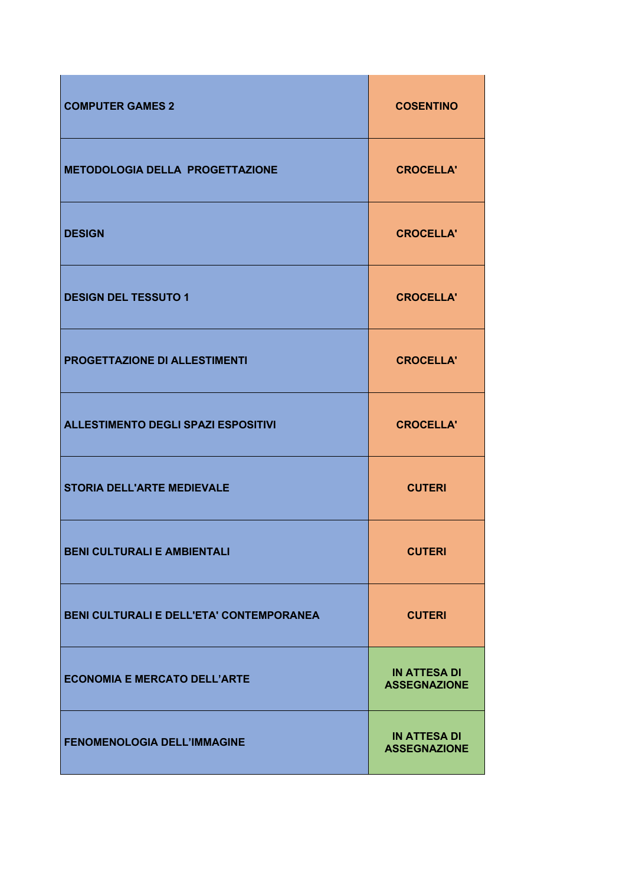| | |
|---|---|
| COMPUTER GAMES 2 | COSENTINO |
| METODOLOGIA DELLA  PROGETTAZIONE | CROCELLA' |
| DESIGN | CROCELLA' |
| DESIGN DEL TESSUTO 1 | CROCELLA' |
| PROGETTAZIONE DI ALLESTIMENTI | CROCELLA' |
| ALLESTIMENTO DEGLI SPAZI ESPOSITIVI | CROCELLA' |
| STORIA DELL'ARTE MEDIEVALE | CUTERI |
| BENI CULTURALI E AMBIENTALI | CUTERI |
| BENI CULTURALI E DELL'ETA' CONTEMPORANEA | CUTERI |
| ECONOMIA E MERCATO DELL’ARTE | IN ATTESA DI ASSEGNAZIONE |
| FENOMENOLOGIA DELL’IMMAGINE | IN ATTESA DI ASSEGNAZIONE |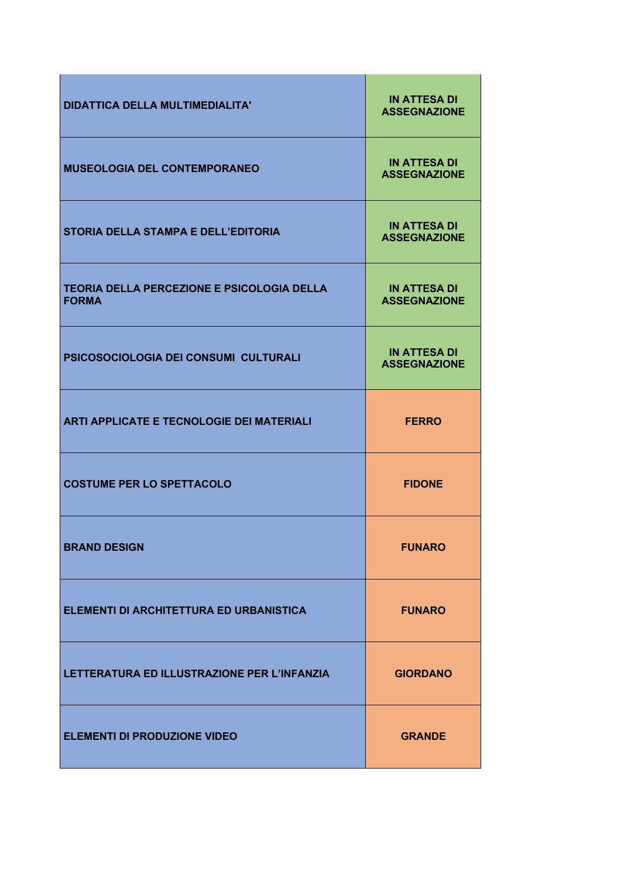| | |
|---|---|
| DIDATTICA DELLA MULTIMEDIALITA' | IN ATTESA DI ASSEGNAZIONE |
| MUSEOLOGIA DEL CONTEMPORANEO | IN ATTESA DI ASSEGNAZIONE |
| STORIA DELLA STAMPA E DELL'EDITORIA | IN ATTESA DI ASSEGNAZIONE |
| TEORIA DELLA PERCEZIONE E PSICOLOGIA DELLA FORMA | IN ATTESA DI ASSEGNAZIONE |
| PSICOSOCIOLOGIA DEI CONSUMI CULTURALI | IN ATTESA DI ASSEGNAZIONE |
| ARTI APPLICATE E TECNOLOGIE DEI MATERIALI | FERRO |
| COSTUME PER LO SPETTACOLO | FIDONE |
| BRAND DESIGN | FUNARO |
| ELEMENTI DI ARCHITETTURA ED URBANISTICA | FUNARO |
| LETTERATURA ED ILLUSTRAZIONE PER L'INFANZIA | GIORDANO |
| ELEMENTI DI PRODUZIONE VIDEO | GRANDE |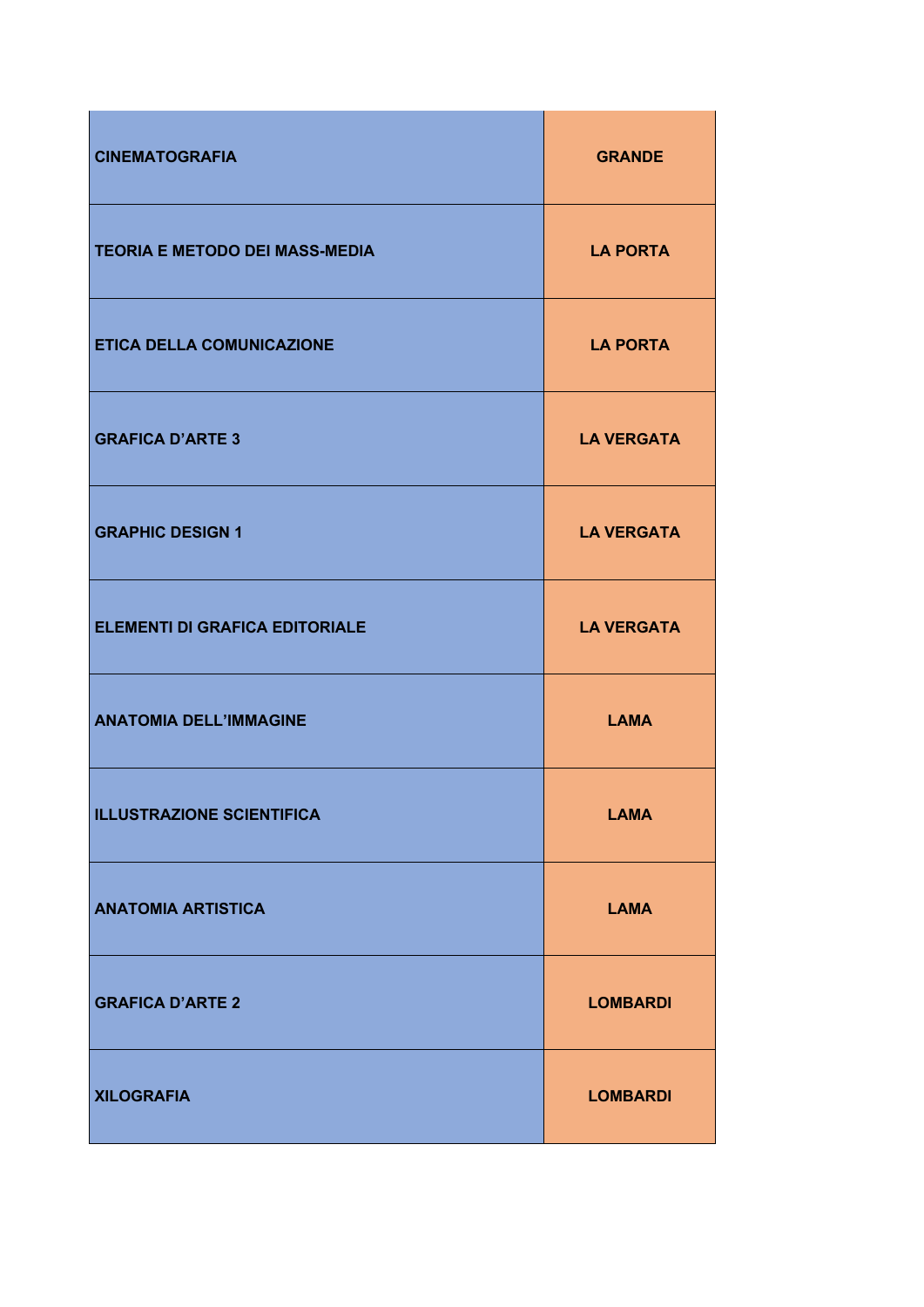| CINEMATOGRAFIA | GRANDE |
| --- | --- |
| TEORIA E METODO DEI MASS-MEDIA | LA PORTA |
| ETICA DELLA COMUNICAZIONE | LA PORTA |
| GRAFICA D’ARTE 3 | LA VERGATA |
| GRAPHIC DESIGN 1 | LA VERGATA |
| ELEMENTI DI GRAFICA EDITORIALE | LA VERGATA |
| ANATOMIA DELL’IMMAGINE | LAMA |
| ILLUSTRAZIONE SCIENTIFICA | LAMA |
| ANATOMIA ARTISTICA | LAMA |
| GRAFICA D’ARTE 2 | LOMBARDI |
| XILOGRAFIA | LOMBARDI |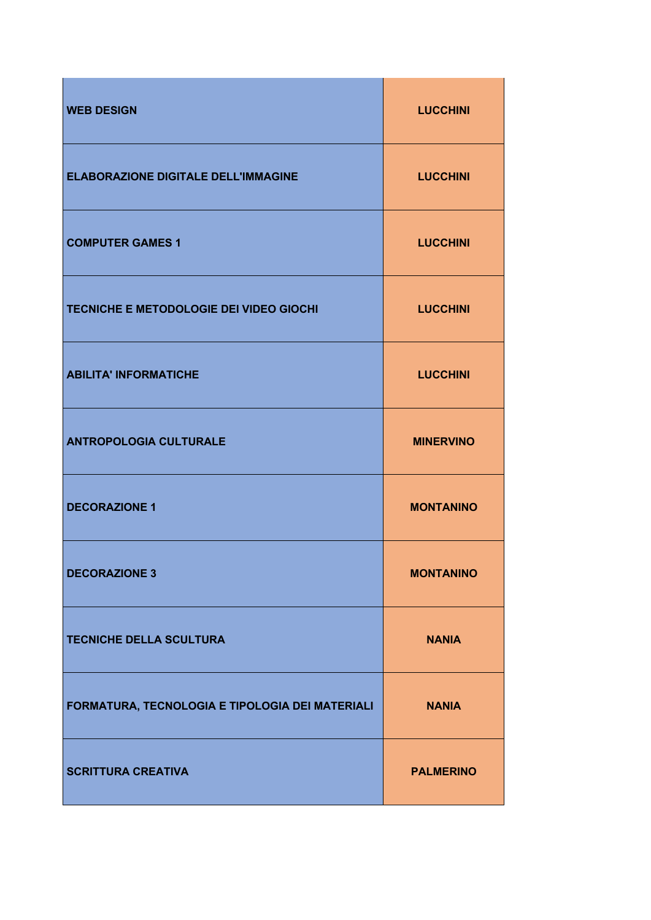| | |
|---|---|
| WEB DESIGN | LUCCHINI |
| ELABORAZIONE DIGITALE DELL'IMMAGINE | LUCCHINI |
| COMPUTER GAMES 1 | LUCCHINI |
| TECNICHE E METODOLOGIE DEI VIDEO GIOCHI | LUCCHINI |
| ABILITA' INFORMATICHE | LUCCHINI |
| ANTROPOLOGIA CULTURALE | MINERVINO |
| DECORAZIONE 1 | MONTANINO |
| DECORAZIONE 3 | MONTANINO |
| TECNICHE DELLA SCULTURA | NANIA |
| FORMATURA, TECNOLOGIA E TIPOLOGIA DEI MATERIALI | NANIA |
| SCRITTURA CREATIVA | PALMERINO |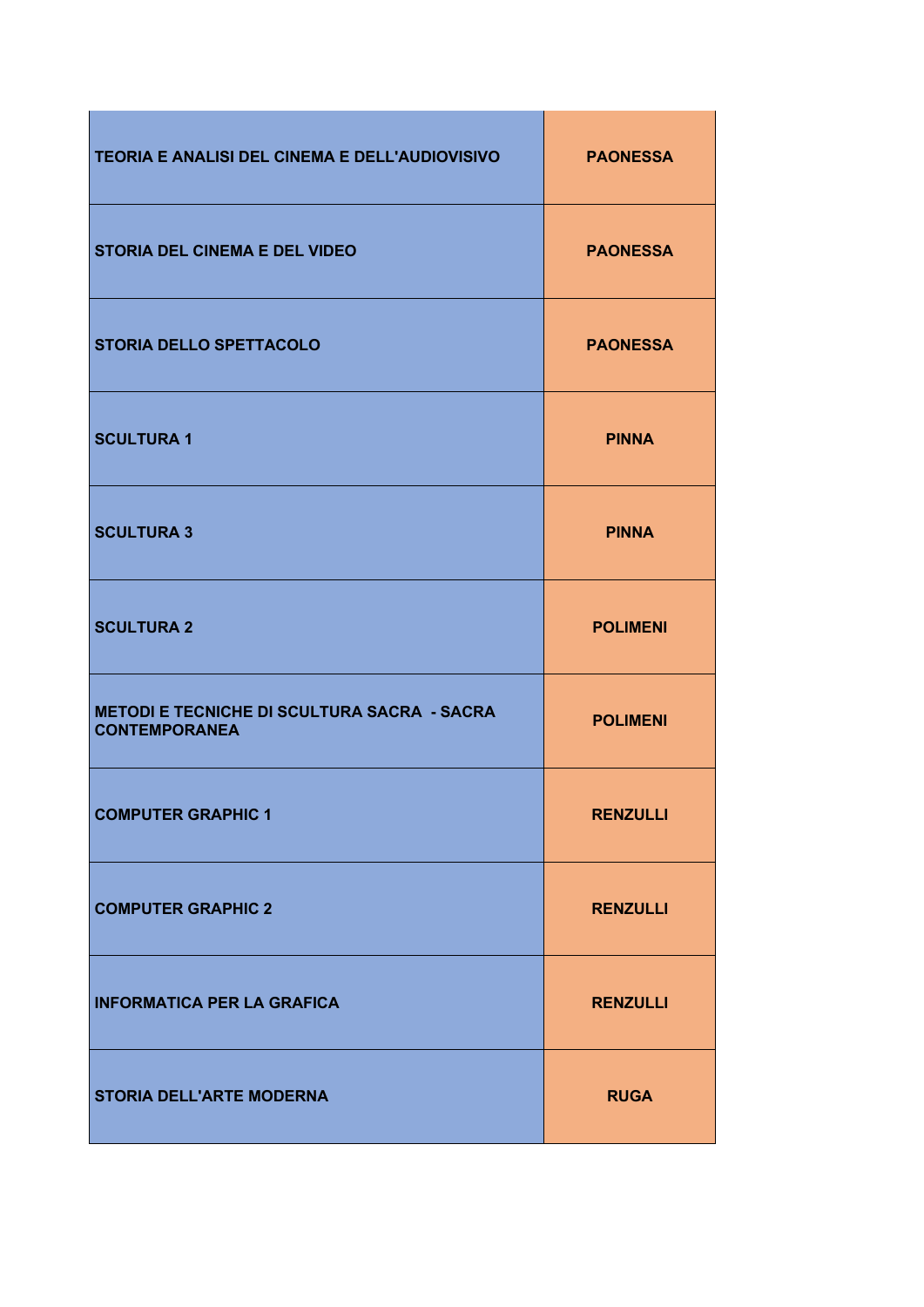| | |
|---|---|
| TEORIA E ANALISI DEL CINEMA E DELL'AUDIOVISIVO | PAONESSA |
| STORIA DEL CINEMA E DEL VIDEO | PAONESSA |
| STORIA DELLO SPETTACOLO | PAONESSA |
| SCULTURA 1 | PINNA |
| SCULTURA 3 | PINNA |
| SCULTURA 2 | POLIMENI |
| METODI E TECNICHE DI SCULTURA SACRA - SACRA CONTEMPORANEA | POLIMENI |
| COMPUTER GRAPHIC 1 | RENZULLI |
| COMPUTER GRAPHIC 2 | RENZULLI |
| INFORMATICA PER LA GRAFICA | RENZULLI |
| STORIA DELL'ARTE MODERNA | RUGA |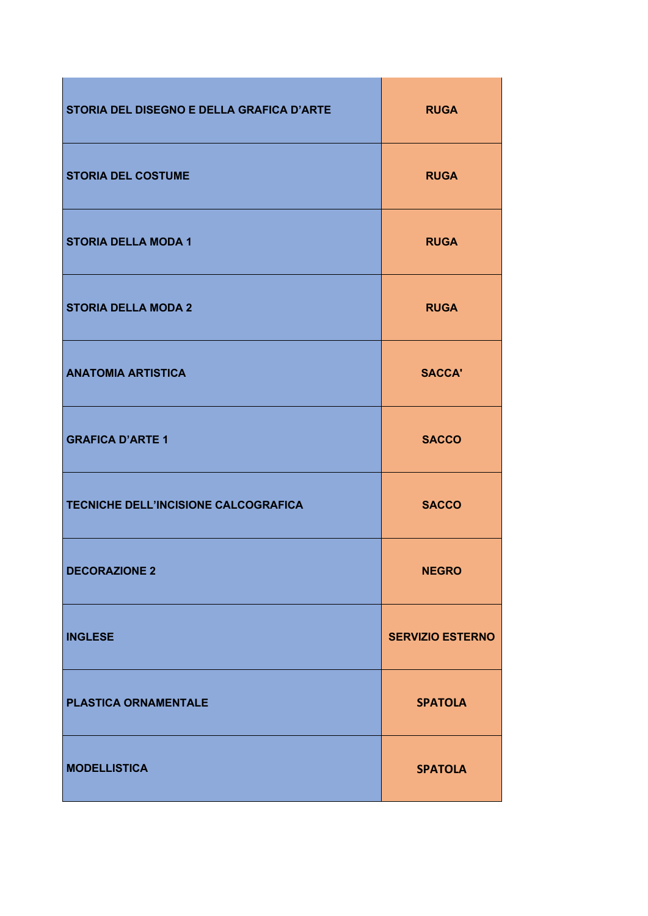| | |
|---|---|
| STORIA DEL DISEGNO E DELLA GRAFICA D’ARTE | RUGA |
| STORIA DEL COSTUME | RUGA |
| STORIA DELLA MODA 1 | RUGA |
| STORIA DELLA MODA 2 | RUGA |
| ANATOMIA ARTISTICA | SACCA' |
| GRAFICA D’ARTE 1 | SACCO |
| TECNICHE DELL’INCISIONE CALCOGRAFICA | SACCO |
| DECORAZIONE 2 | NEGRO |
| INGLESE | SERVIZIO ESTERNO |
| PLASTICA ORNAMENTALE | SPATOLA |
| MODELLISTICA | SPATOLA |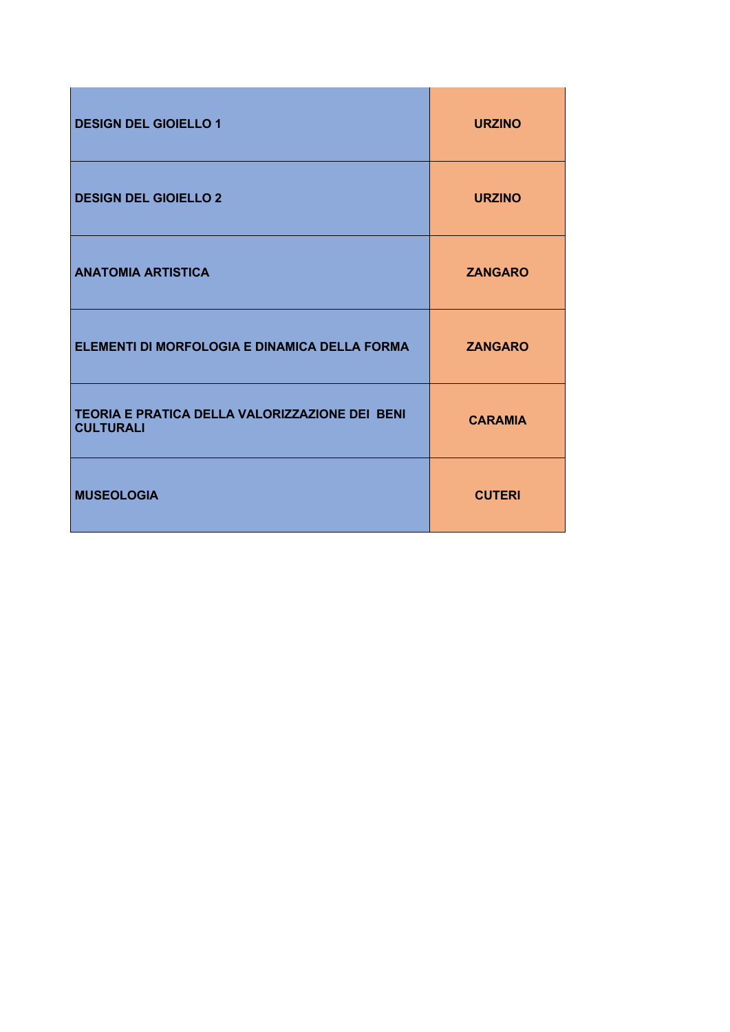| | |
|---|---|
| **DESIGN DEL GIOIELLO 1** | **URZINO** |
| **DESIGN DEL GIOIELLO 2** | **URZINO** |
| **ANATOMIA ARTISTICA** | **ZANGARO** |
| **ELEMENTI DI MORFOLOGIA E DINAMICA DELLA FORMA** | **ZANGARO** |
| **TEORIA E PRATICA DELLA VALORIZZAZIONE DEI BENI CULTURALI** | **CARAMIA** |
| **MUSEOLOGIA** | **CUTERI** |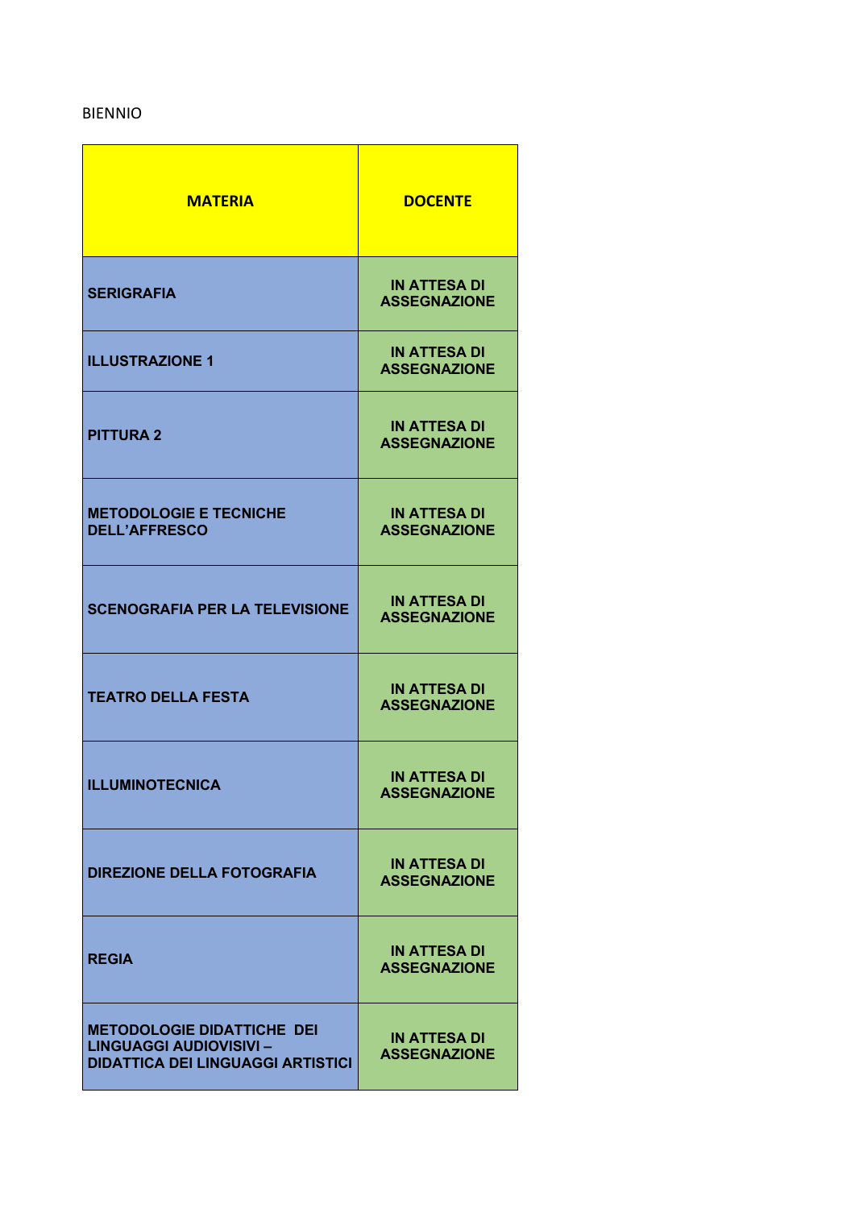BIENNIO

| MATERIA | DOCENTE |
| --- | --- |
| SERIGRAFIA | IN ATTESA DI ASSEGNAZIONE |
| ILLUSTRAZIONE 1 | IN ATTESA DI ASSEGNAZIONE |
| PITTURA 2 | IN ATTESA DI ASSEGNAZIONE |
| METODOLOGIE E TECNICHE DELL'AFFRESCO | IN ATTESA DI ASSEGNAZIONE |
| SCENOGRAFIA PER LA TELEVISIONE | IN ATTESA DI ASSEGNAZIONE |
| TEATRO DELLA FESTA | IN ATTESA DI ASSEGNAZIONE |
| ILLUMINOTECNICA | IN ATTESA DI ASSEGNAZIONE |
| DIREZIONE DELLA FOTOGRAFIA | IN ATTESA DI ASSEGNAZIONE |
| REGIA | IN ATTESA DI ASSEGNAZIONE |
| METODOLOGIE DIDATTICHE DEI LINGUAGGI AUDIOVISIVI – DIDATTICA DEI LINGUAGGI ARTISTICI | IN ATTESA DI ASSEGNAZIONE |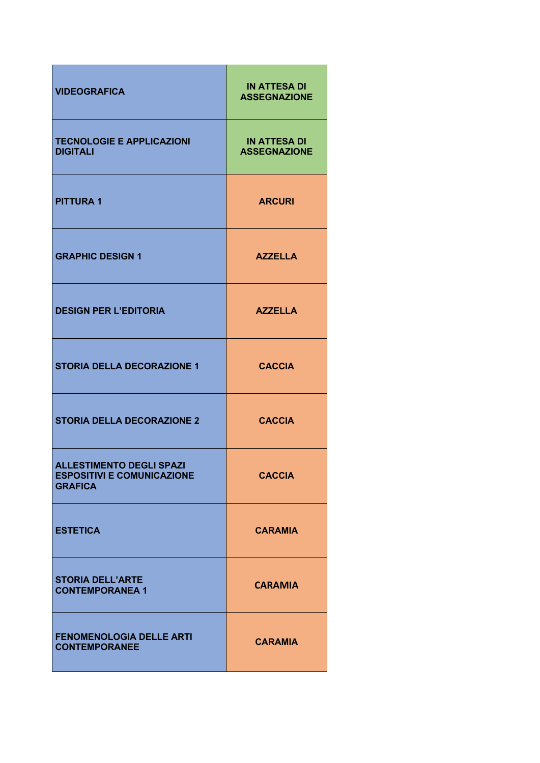| | |
|---|---|
| VIDEOGRAFICA | IN ATTESA DI ASSEGNAZIONE |
| TECNOLOGIE E APPLICAZIONI DIGITALI | IN ATTESA DI ASSEGNAZIONE |
| PITTURA 1 | ARCURI |
| GRAPHIC DESIGN 1 | AZZELLA |
| DESIGN PER L'EDITORIA | AZZELLA |
| STORIA DELLA DECORAZIONE 1 | CACCIA |
| STORIA DELLA DECORAZIONE 2 | CACCIA |
| ALLESTIMENTO DEGLI SPAZI ESPOSITIVI E COMUNICAZIONE GRAFICA | CACCIA |
| ESTETICA | CARAMIA |
| STORIA DELL'ARTE CONTEMPORANEA 1 | CARAMIA |
| FENOMENOLOGIA DELLE ARTI CONTEMPORANEE | CARAMIA |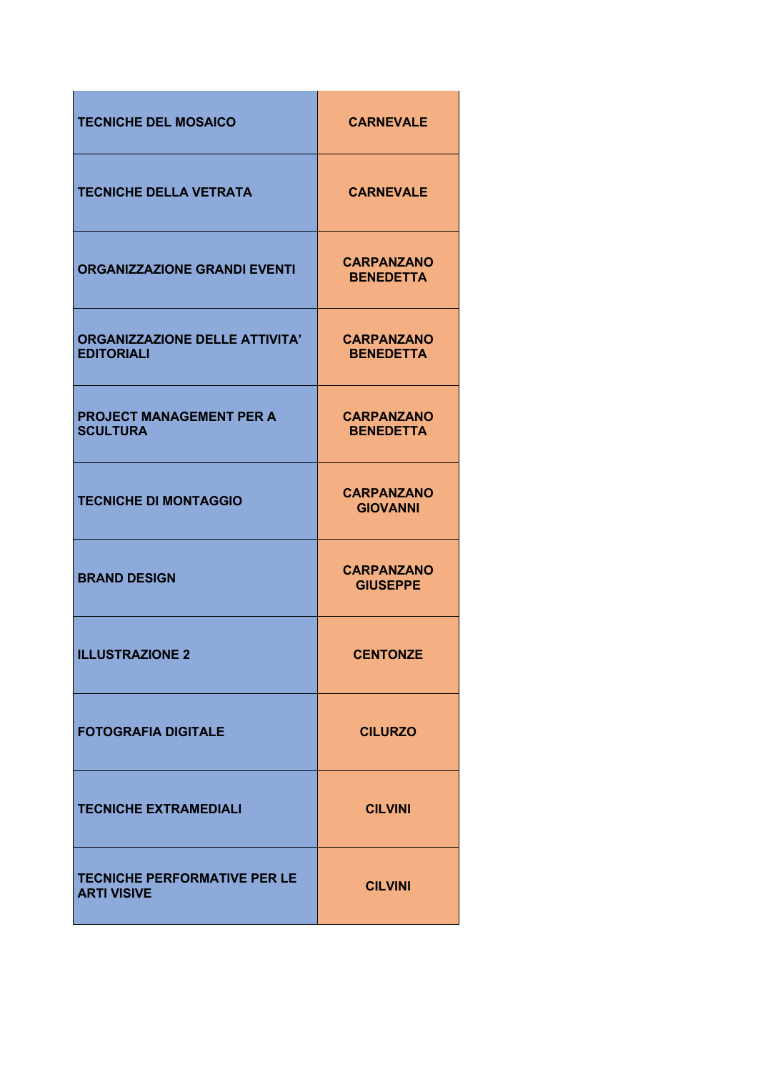| | |
|---|---|
| TECNICHE DEL MOSAICO | CARNEVALE |
| TECNICHE DELLA VETRATA | CARNEVALE |
| ORGANIZZAZIONE GRANDI EVENTI | CARPANZANO BENEDETTA |
| ORGANIZZAZIONE DELLE ATTIVITA' EDITORIALI | CARPANZANO BENEDETTA |
| PROJECT MANAGEMENT PER A SCULTURA | CARPANZANO BENEDETTA |
| TECNICHE DI MONTAGGIO | CARPANZANO GIOVANNI |
| BRAND DESIGN | CARPANZANO GIUSEPPE |
| ILLUSTRAZIONE 2 | CENTONZE |
| FOTOGRAFIA DIGITALE | CILURZO |
| TECNICHE EXTRAMEDIALI | CILVINI |
| TECNICHE PERFORMATIVE PER LE ARTI VISIVE | CILVINI |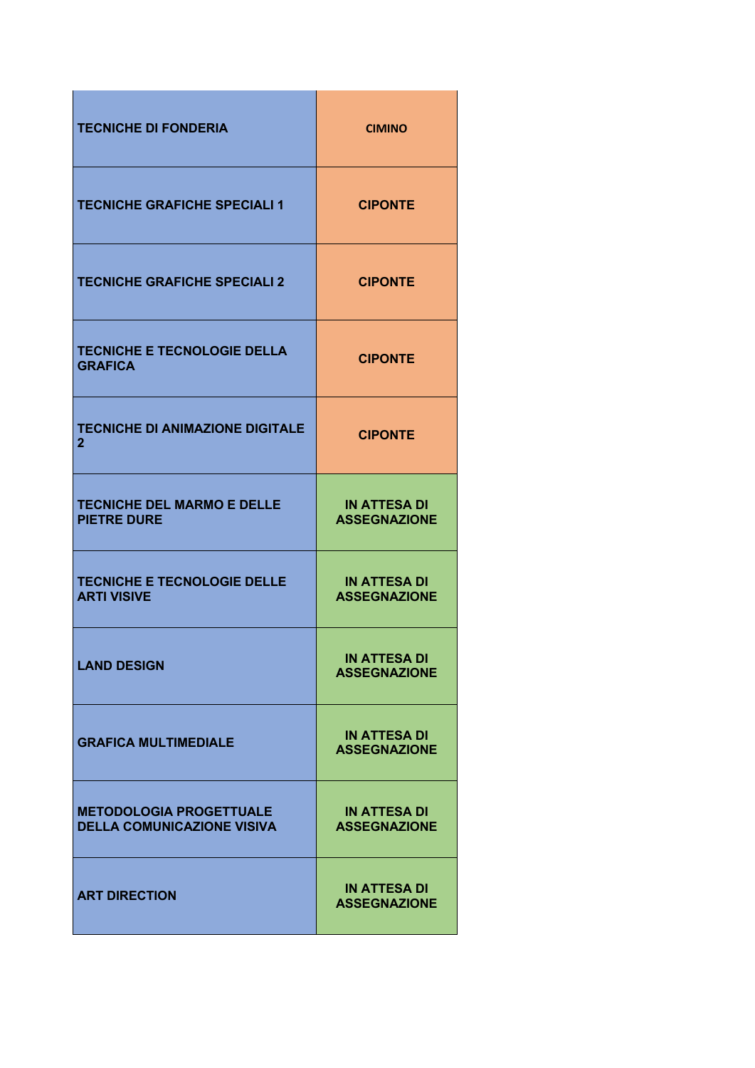| | |
|---|---|
| TECNICHE DI FONDERIA | CIMINO |
| TECNICHE GRAFICHE SPECIALI 1 | CIPONTE |
| TECNICHE GRAFICHE SPECIALI 2 | CIPONTE |
| TECNICHE E TECNOLOGIE DELLA GRAFICA | CIPONTE |
| TECNICHE DI ANIMAZIONE DIGITALE 2 | CIPONTE |
| TECNICHE DEL MARMO E DELLE PIETRE DURE | IN ATTESA DI ASSEGNAZIONE |
| TECNICHE E TECNOLOGIE DELLE ARTI VISIVE | IN ATTESA DI ASSEGNAZIONE |
| LAND DESIGN | IN ATTESA DI ASSEGNAZIONE |
| GRAFICA MULTIMEDIALE | IN ATTESA DI ASSEGNAZIONE |
| METODOLOGIA PROGETTUALE DELLA COMUNICAZIONE VISIVA | IN ATTESA DI ASSEGNAZIONE |
| ART DIRECTION | IN ATTESA DI ASSEGNAZIONE |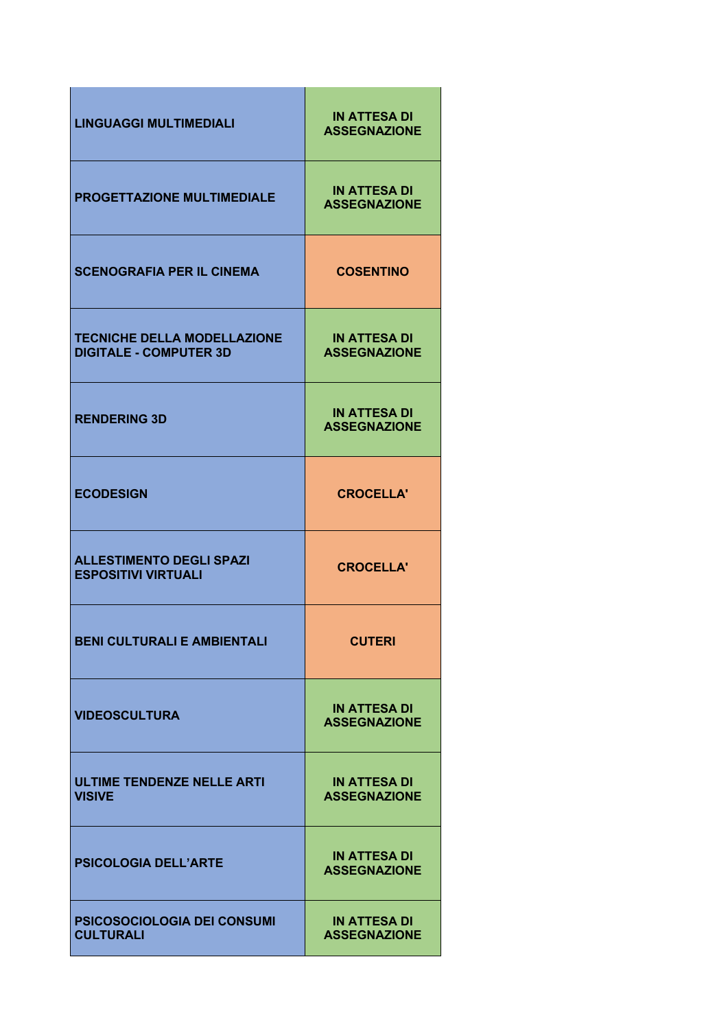| | |
|---|---|
| LINGUAGGI MULTIMEDIALI | IN ATTESA DI ASSEGNAZIONE |
| PROGETTAZIONE MULTIMEDIALE | IN ATTESA DI ASSEGNAZIONE |
| SCENOGRAFIA PER IL CINEMA | COSENTINO |
| TECNICHE DELLA MODELLAZIONE DIGITALE - COMPUTER 3D | IN ATTESA DI ASSEGNAZIONE |
| RENDERING 3D | IN ATTESA DI ASSEGNAZIONE |
| ECODESIGN | CROCELLA' |
| ALLESTIMENTO DEGLI SPAZI ESPOSITIVI VIRTUALI | CROCELLA' |
| BENI CULTURALI E AMBIENTALI | CUTERI |
| VIDEOSCULTURA | IN ATTESA DI ASSEGNAZIONE |
| ULTIME TENDENZE NELLE ARTI VISIVE | IN ATTESA DI ASSEGNAZIONE |
| PSICOLOGIA DELL'ARTE | IN ATTESA DI ASSEGNAZIONE |
| PSICOSOCIOLOGIA DEI CONSUMI CULTURALI | IN ATTESA DI ASSEGNAZIONE |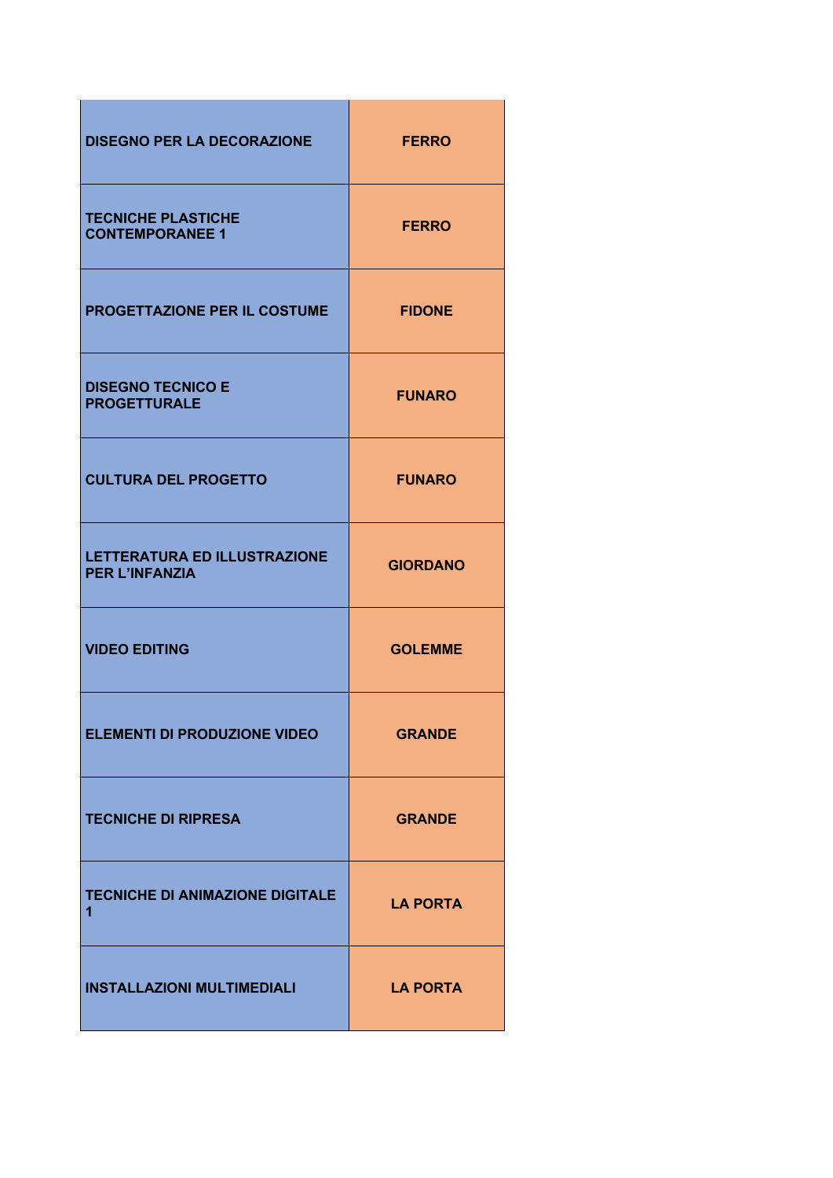| | |
|---|---|
| DISEGNO PER LA DECORAZIONE | FERRO |
| TECNICHE PLASTICHE CONTEMPORANEE 1 | FERRO |
| PROGETTAZIONE PER IL COSTUME | FIDONE |
| DISEGNO TECNICO E PROGETTURALE | FUNARO |
| CULTURA DEL PROGETTO | FUNARO |
| LETTERATURA ED ILLUSTRAZIONE PER L'INFANZIA | GIORDANO |
| VIDEO EDITING | GOLEMME |
| ELEMENTI DI PRODUZIONE VIDEO | GRANDE |
| TECNICHE DI RIPRESA | GRANDE |
| TECNICHE DI ANIMAZIONE DIGITALE 1 | LA PORTA |
| INSTALLAZIONI MULTIMEDIALI | LA PORTA |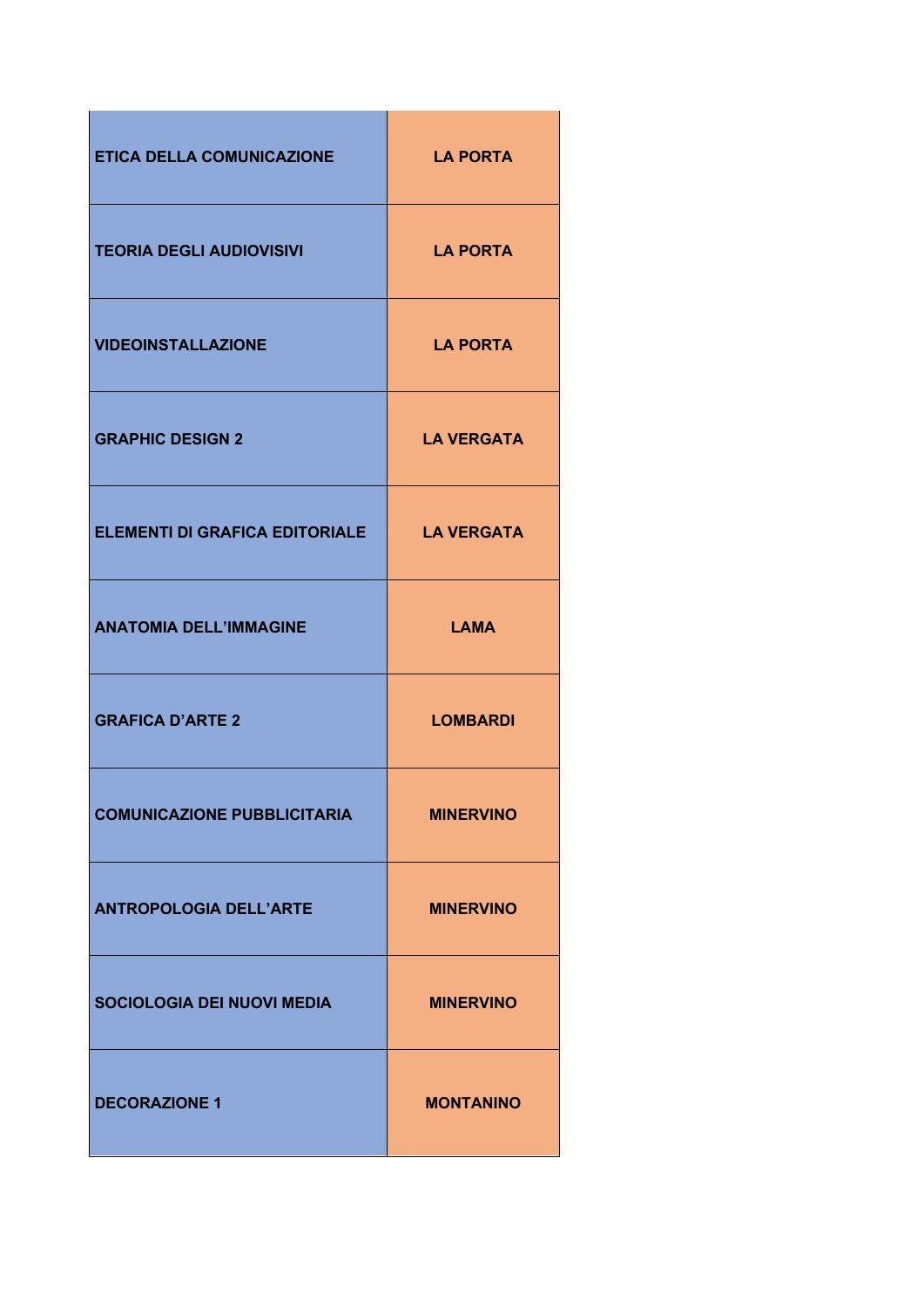| | |
|---|---|
| ETICA DELLA COMUNICAZIONE | LA PORTA |
| TEORIA DEGLI AUDIOVISIVI | LA PORTA |
| VIDEOINSTALLAZIONE | LA PORTA |
| GRAPHIC DESIGN 2 | LA VERGATA |
| ELEMENTI DI GRAFICA EDITORIALE | LA VERGATA |
| ANATOMIA DELL’IMMAGINE | LAMA |
| GRAFICA D’ARTE 2 | LOMBARDI |
| COMUNICAZIONE PUBBLICITARIA | MINERVINO |
| ANTROPOLOGIA DELL’ARTE | MINERVINO |
| SOCIOLOGIA DEI NUOVI MEDIA | MINERVINO |
| DECORAZIONE 1 | MONTANINO |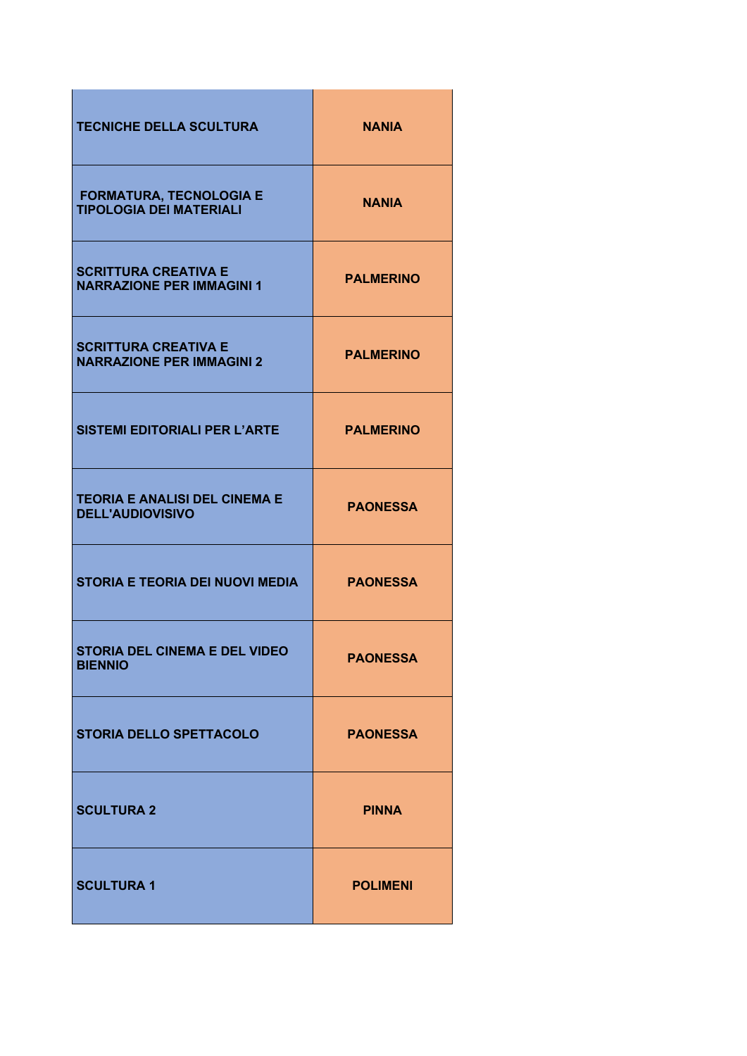| | |
|---|---|
| TECNICHE DELLA SCULTURA | NANIA |
| FORMATURA, TECNOLOGIA E TIPOLOGIA DEI MATERIALI | NANIA |
| SCRITTURA CREATIVA E NARRAZIONE PER IMMAGINI 1 | PALMERINO |
| SCRITTURA CREATIVA E NARRAZIONE PER IMMAGINI 2 | PALMERINO |
| SISTEMI EDITORIALI PER L’ARTE | PALMERINO |
| TEORIA E ANALISI DEL CINEMA E DELL'AUDIOVISIVO | PAONESSA |
| STORIA E TEORIA DEI NUOVI MEDIA | PAONESSA |
| STORIA DEL CINEMA E DEL VIDEO BIENNIO | PAONESSA |
| STORIA DELLO SPETTACOLO | PAONESSA |
| SCULTURA 2 | PINNA |
| SCULTURA 1 | POLIMENI |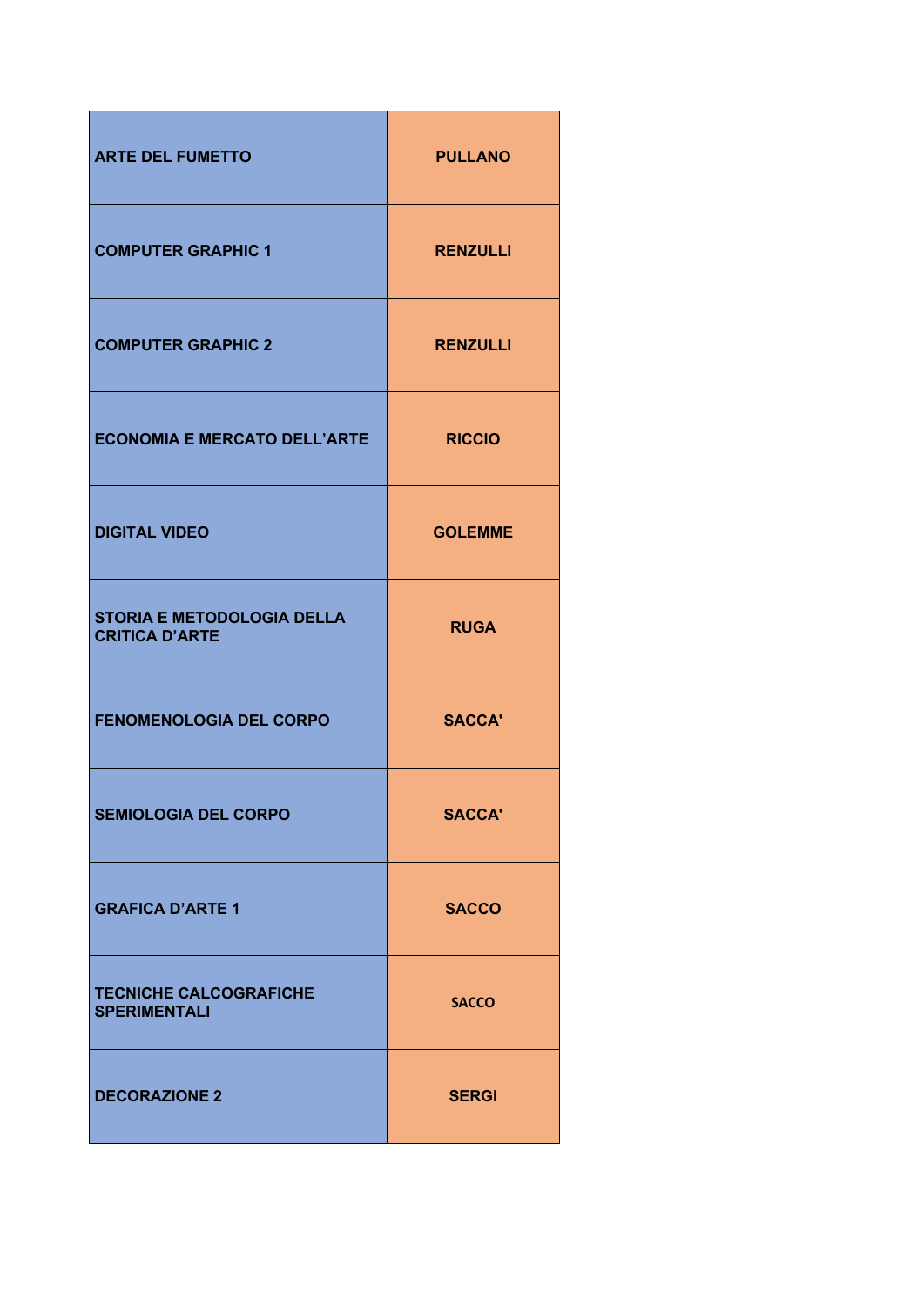| | |
|---|---|
| ARTE DEL FUMETTO | PULLANO |
| COMPUTER GRAPHIC 1 | RENZULLI |
| COMPUTER GRAPHIC 2 | RENZULLI |
| ECONOMIA E MERCATO DELL’ARTE | RICCIO |
| DIGITAL VIDEO | GOLEMME |
| STORIA E METODOLOGIA DELLA CRITICA D’ARTE | RUGA |
| FENOMENOLOGIA DEL CORPO | SACCA' |
| SEMIOLOGIA DEL CORPO | SACCA' |
| GRAFICA D’ARTE 1 | SACCO |
| TECNICHE CALCOGRAFICHE SPERIMENTALI | SACCO |
| DECORAZIONE 2 | SERGI |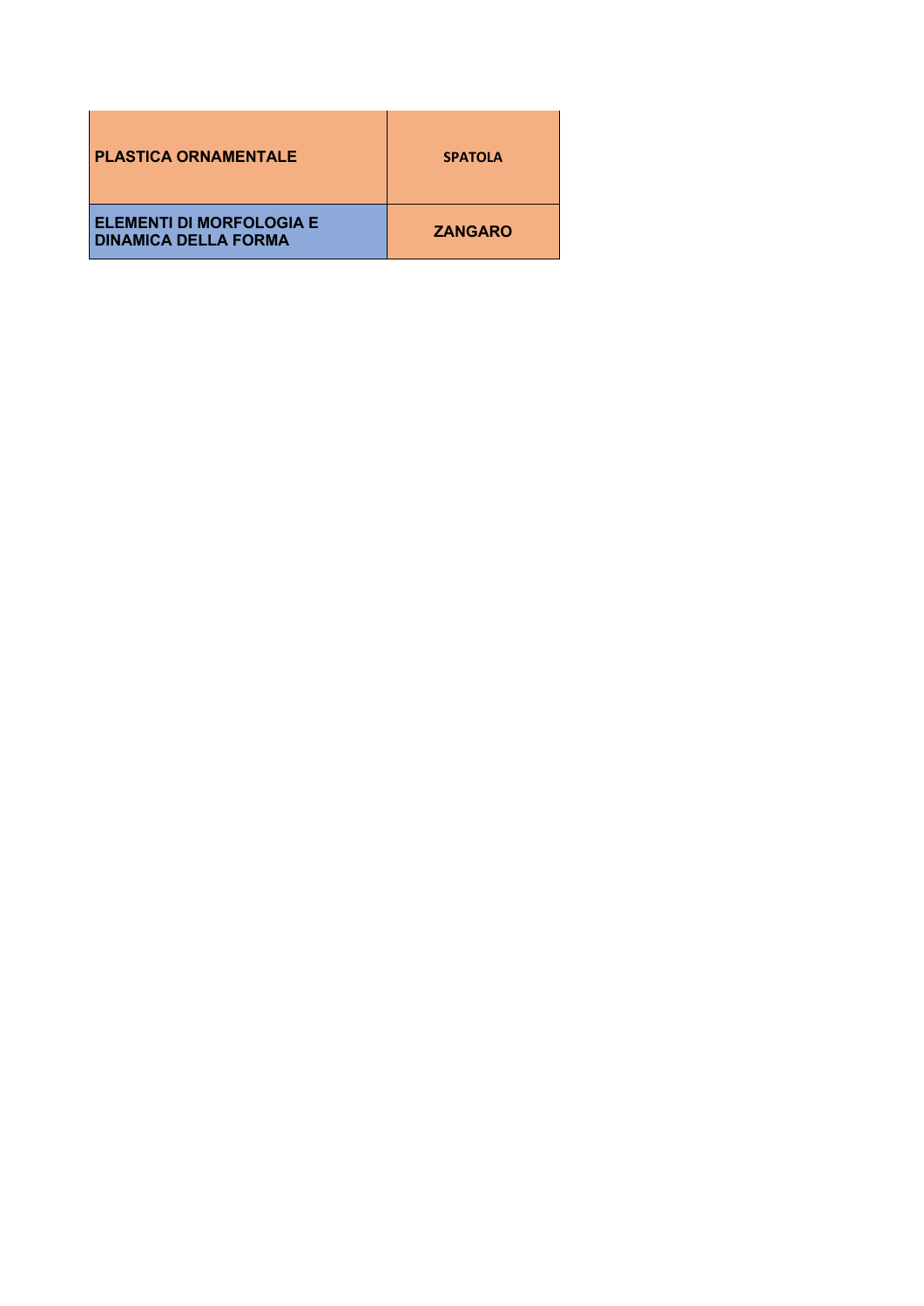| | |
|---|---|
| **PLASTICA ORNAMENTALE** | **SPATOLA** |
| **ELEMENTI DI MORFOLOGIA E DINAMICA DELLA FORMA** | **ZANGARO** |